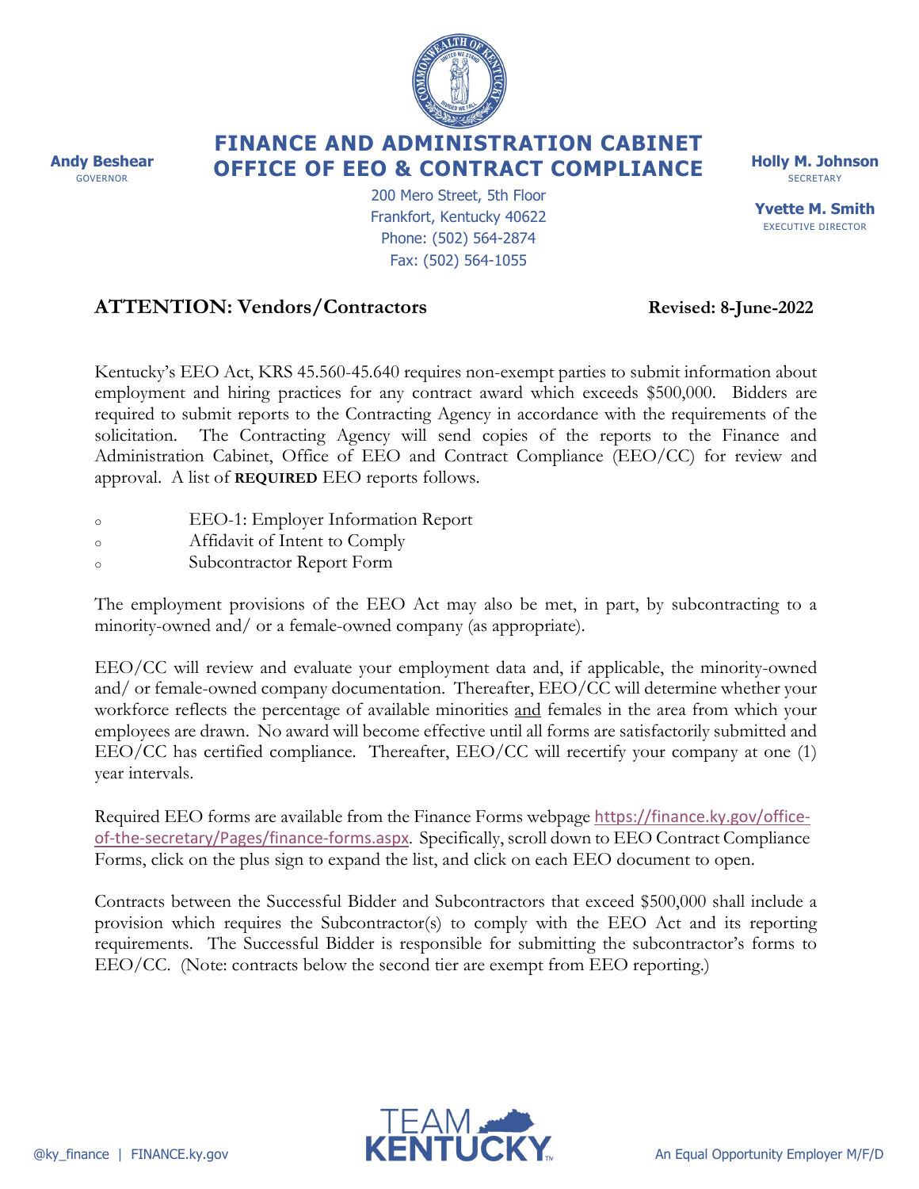**Andy Beshear**
GOVERNOR

# FINANCE AND ADMINISTRATION CABINET
# OFFICE OF EEO & CONTRACT COMPLIANCE

200 Mero Street, 5th Floor
Frankfort, Kentucky 40622
Phone: (502) 564-2874
Fax: (502) 564-1055

**Holly M. Johnson**
SECRETARY

**Yvette M. Smith**
EXECUTIVE DIRECTOR

**ATTENTION: Vendors/Contractors** **Revised: 8-June-2022**

Kentucky's EEO Act, KRS 45.560-45.640 requires non-exempt parties to submit information about employment and hiring practices for any contract award which exceeds $500,000. Bidders are required to submit reports to the Contracting Agency in accordance with the requirements of the solicitation. The Contracting Agency will send copies of the reports to the Finance and Administration Cabinet, Office of EEO and Contract Compliance (EEO/CC) for review and approval. A list of **REQUIRED** EEO reports follows.

- EEO-1: Employer Information Report
- Affidavit of Intent to Comply
- Subcontractor Report Form

The employment provisions of the EEO Act may also be met, in part, by subcontracting to a minority-owned and/ or a female-owned company (as appropriate).

EEO/CC will review and evaluate your employment data and, if applicable, the minority-owned and/ or female-owned company documentation. Thereafter, EEO/CC will determine whether your workforce reflects the percentage of available minorities and females in the area from which your employees are drawn. No award will become effective until all forms are satisfactorily submitted and EEO/CC has certified compliance. Thereafter, EEO/CC will recertify your company at one (1) year intervals.

Required EEO forms are available from the Finance Forms webpage https://finance.ky.gov/office-of-the-secretary/Pages/finance-forms.aspx. Specifically, scroll down to EEO Contract Compliance Forms, click on the plus sign to expand the list, and click on each EEO document to open.

Contracts between the Successful Bidder and Subcontractors that exceed $500,000 shall include a provision which requires the Subcontractor(s) to comply with the EEO Act and its reporting requirements. The Successful Bidder is responsible for submitting the subcontractor's forms to EEO/CC. (Note: contracts below the second tier are exempt from EEO reporting.)

@ky_finance | FINANCE.ky.gov

TEAM KENTUCKY

An Equal Opportunity Employer M/F/D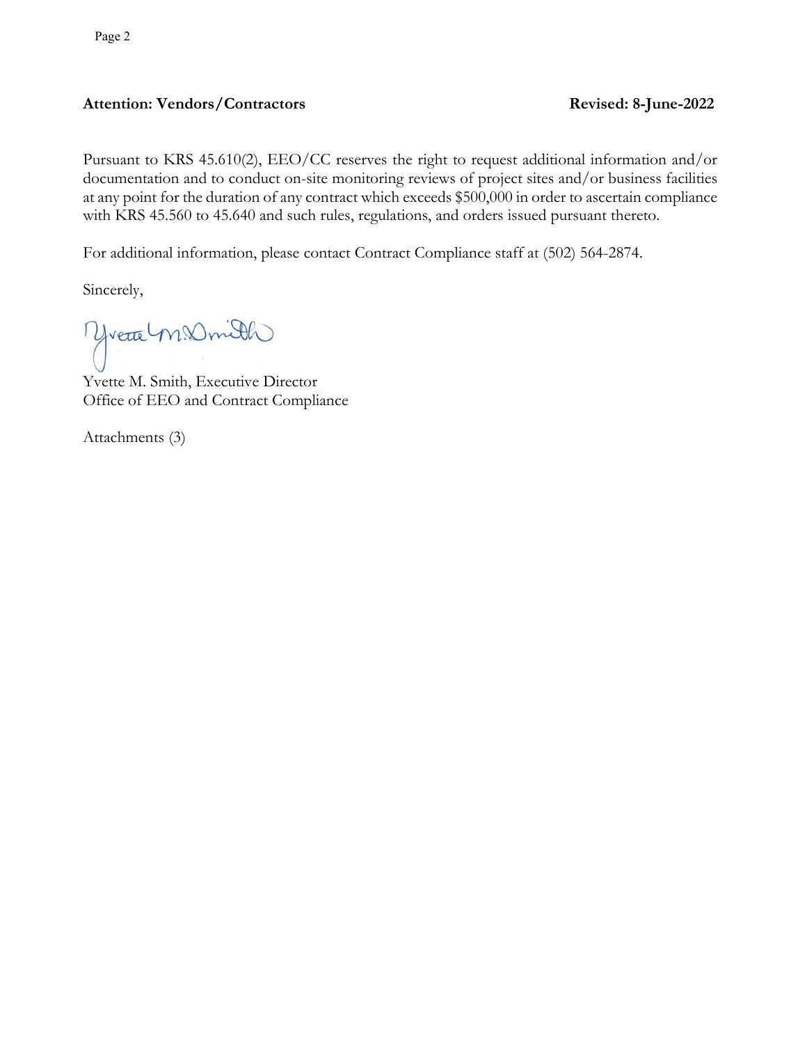**Attention: Vendors/Contractors** **Revised: 8-June-2022**

Pursuant to KRS 45.610(2), EEO/CC reserves the right to request additional information and/or documentation and to conduct on-site monitoring reviews of project sites and/or business facilities at any point for the duration of any contract which exceeds $500,000 in order to ascertain compliance with KRS 45.560 to 45.640 and such rules, regulations, and orders issued pursuant thereto.

For additional information, please contact Contract Compliance staff at (502) 564-2874.

Sincerely,

Yvette M. Smith, Executive Director
Office of EEO and Contract Compliance

Attachments (3)